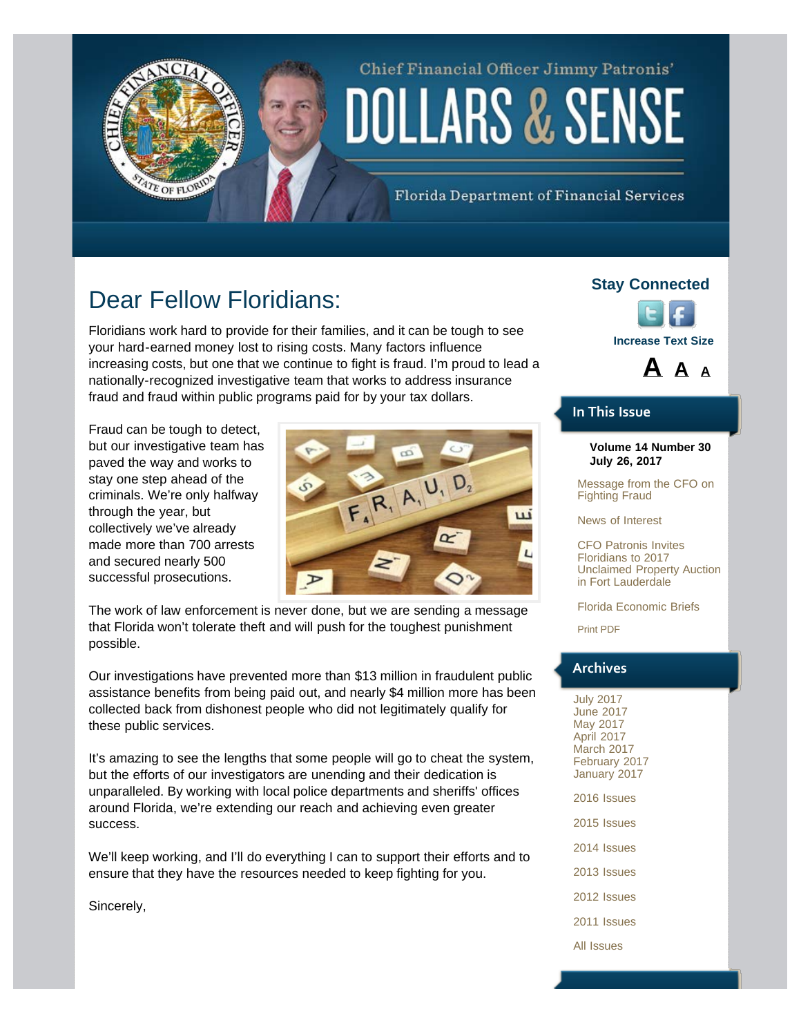Chief Financial Officer Jimmy Patronis'

# DOLLARS & SENSE

Florida Department of Financial Services

## Dear Fellow Floridians:

Floridians work hard to provide for their families, and it can be tough to see your hard-earned money lost to rising costs. Many factors influence increasing costs, but one that we continue to fight is fraud. I'm proud to lead a nationally-recognized investigative team that works to address insurance fraud and fraud within public programs paid for by your tax dollars.

Fraud can be tough to detect, but our investigative team has paved the way and works to stay one step ahead of the criminals. We're only halfway through the year, but collectively we've already made more than 700 arrests and secured nearly 500 successful prosecutions.

The work of law enforcement is never done, but we are sending a message that Florida won't tolerate theft and will push for the toughest punishment possible.

Our investigations have prevented more than $13 million in fraudulent public assistance benefits from being paid out, and nearly $4 million more has been collected back from dishonest people who did not legitimately qualify for these public services.

It's amazing to see the lengths that some people will go to cheat the system, but the efforts of our investigators are unending and their dedication is unparalleled. By working with local police departments and sheriffs' offices around Florida, we're extending our reach and achieving even greater success.

We'll keep working, and I'll do everything I can to support their efforts and to ensure that they have the resources needed to keep fighting for you.

Sincerely,

### Stay Connected

**Increase Text Size**

**A A A**

### In This Issue

**Volume 14 Number 30**
**July 26, 2017**

- Message from the CFO on Fighting Fraud
- News of Interest
- CFO Patronis Invites Floridians to 2017 Unclaimed Property Auction in Fort Lauderdale
- Florida Economic Briefs
- Print PDF

### Archives

- July 2017
- June 2017
- May 2017
- April 2017
- March 2017
- February 2017
- January 2017
- 2016 Issues
- 2015 Issues
- 2014 Issues
- 2013 Issues
- 2012 Issues
- 2011 Issues
- All Issues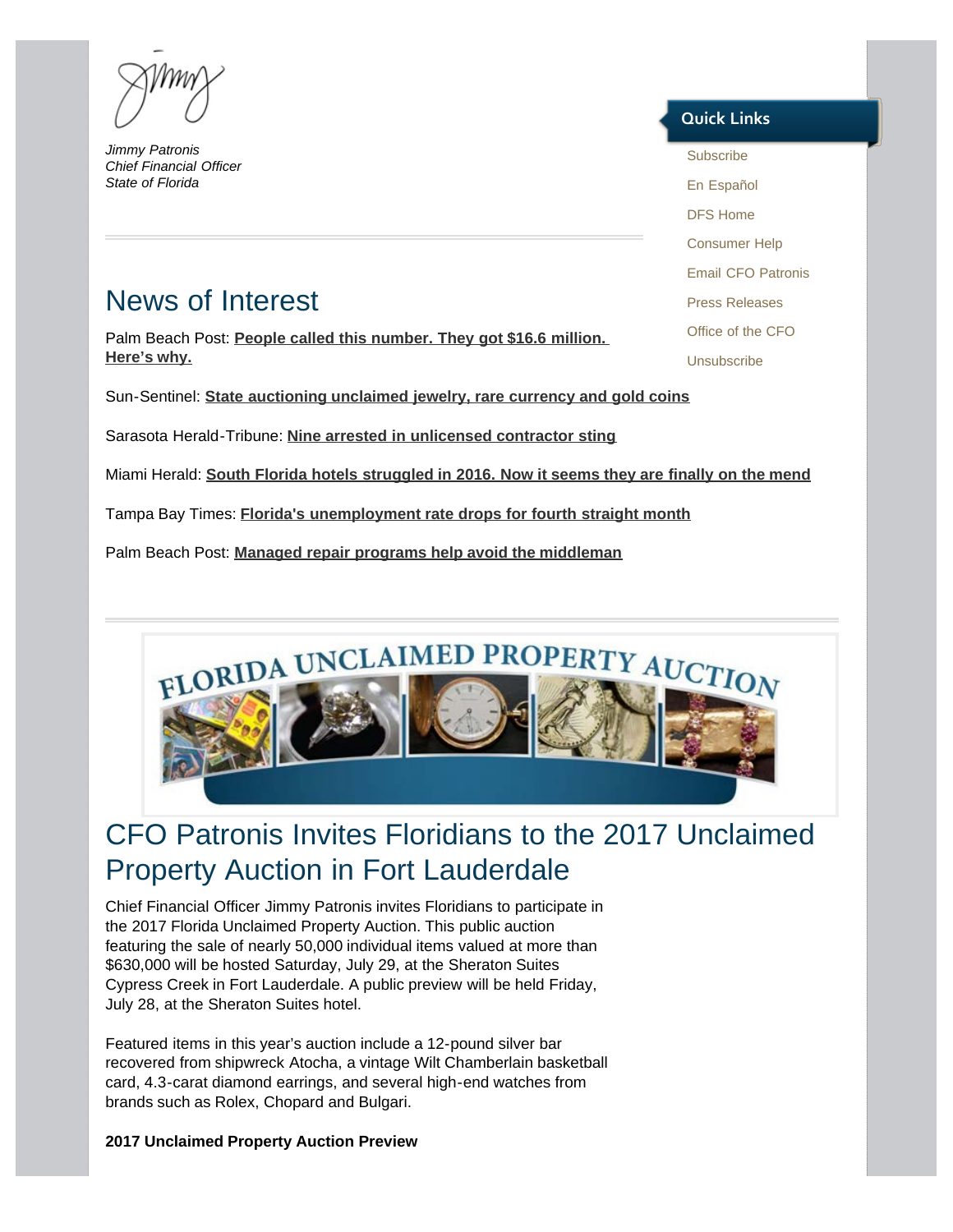Jimmy Patronis
Chief Financial Officer
State of Florida

## Quick Links

- Subscribe
- En Español
- DFS Home
- Consumer Help
- Email CFO Patronis
- Press Releases
- Office of the CFO
- Unsubscribe

# News of Interest

Palm Beach Post: **People called this number. They got $16.6 million. Here's why.**

Sun-Sentinel: **State auctioning unclaimed jewelry, rare currency and gold coins**

Sarasota Herald-Tribune: **Nine arrested in unlicensed contractor sting**

Miami Herald: **South Florida hotels struggled in 2016. Now it seems they are finally on the mend**

Tampa Bay Times: **Florida's unemployment rate drops for fourth straight month**

Palm Beach Post: **Managed repair programs help avoid the middleman**

FLORIDA UNCLAIMED PROPERTY AUCTION

# CFO Patronis Invites Floridians to the 2017 Unclaimed Property Auction in Fort Lauderdale

Chief Financial Officer Jimmy Patronis invites Floridians to participate in the 2017 Florida Unclaimed Property Auction. This public auction featuring the sale of nearly 50,000 individual items valued at more than $630,000 will be hosted Saturday, July 29, at the Sheraton Suites Cypress Creek in Fort Lauderdale. A public preview will be held Friday, July 28, at the Sheraton Suites hotel.

Featured items in this year's auction include a 12-pound silver bar recovered from shipwreck Atocha, a vintage Wilt Chamberlain basketball card, 4.3-carat diamond earrings, and several high-end watches from brands such as Rolex, Chopard and Bulgari.

**2017 Unclaimed Property Auction Preview**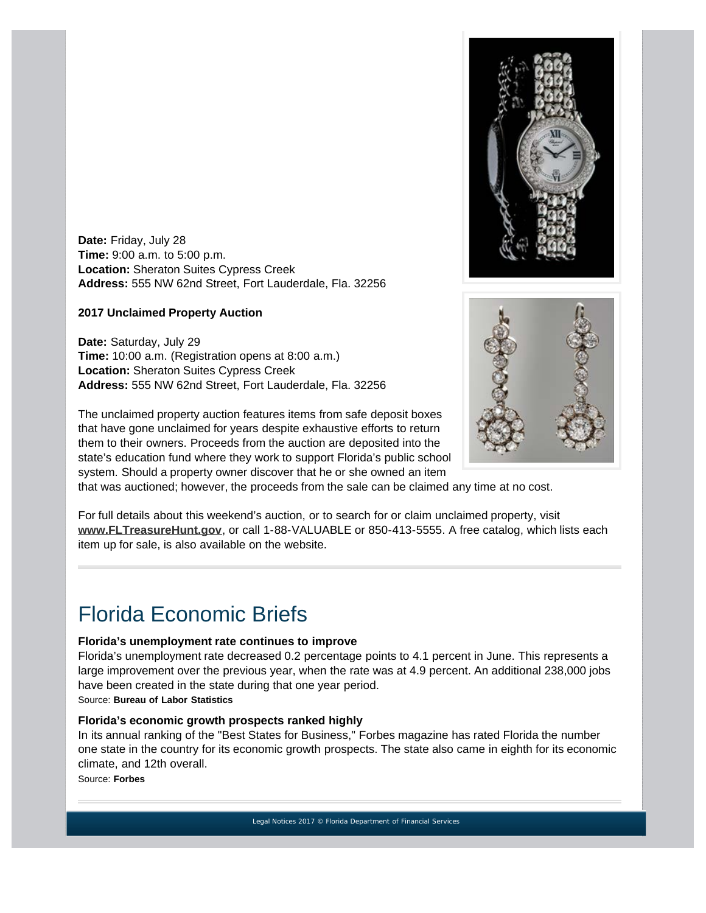**Date:** Friday, July 28
**Time:** 9:00 a.m. to 5:00 p.m.
**Location:** Sheraton Suites Cypress Creek
**Address:** 555 NW 62nd Street, Fort Lauderdale, Fla. 32256

**2017 Unclaimed Property Auction**

**Date:** Saturday, July 29
**Time:** 10:00 a.m. (Registration opens at 8:00 a.m.)
**Location:** Sheraton Suites Cypress Creek
**Address:** 555 NW 62nd Street, Fort Lauderdale, Fla. 32256

The unclaimed property auction features items from safe deposit boxes that have gone unclaimed for years despite exhaustive efforts to return them to their owners. Proceeds from the auction are deposited into the state's education fund where they work to support Florida's public school system. Should a property owner discover that he or she owned an item that was auctioned; however, the proceeds from the sale can be claimed any time at no cost.

For full details about this weekend's auction, or to search for or claim unclaimed property, visit **www.FLTreasureHunt.gov**, or call 1-88-VALUABLE or 850-413-5555. A free catalog, which lists each item up for sale, is also available on the website.

# Florida Economic Briefs

**Florida's unemployment rate continues to improve**

Florida's unemployment rate decreased 0.2 percentage points to 4.1 percent in June. This represents a large improvement over the previous year, when the rate was at 4.9 percent. An additional 238,000 jobs have been created in the state during that one year period.

Source: **Bureau of Labor Statistics**

**Florida's economic growth prospects ranked highly**

In its annual ranking of the "Best States for Business," Forbes magazine has rated Florida the number one state in the country for its economic growth prospects. The state also came in eighth for its economic climate, and 12th overall.

Source: **Forbes**

Legal Notices 2017 © Florida Department of Financial Services